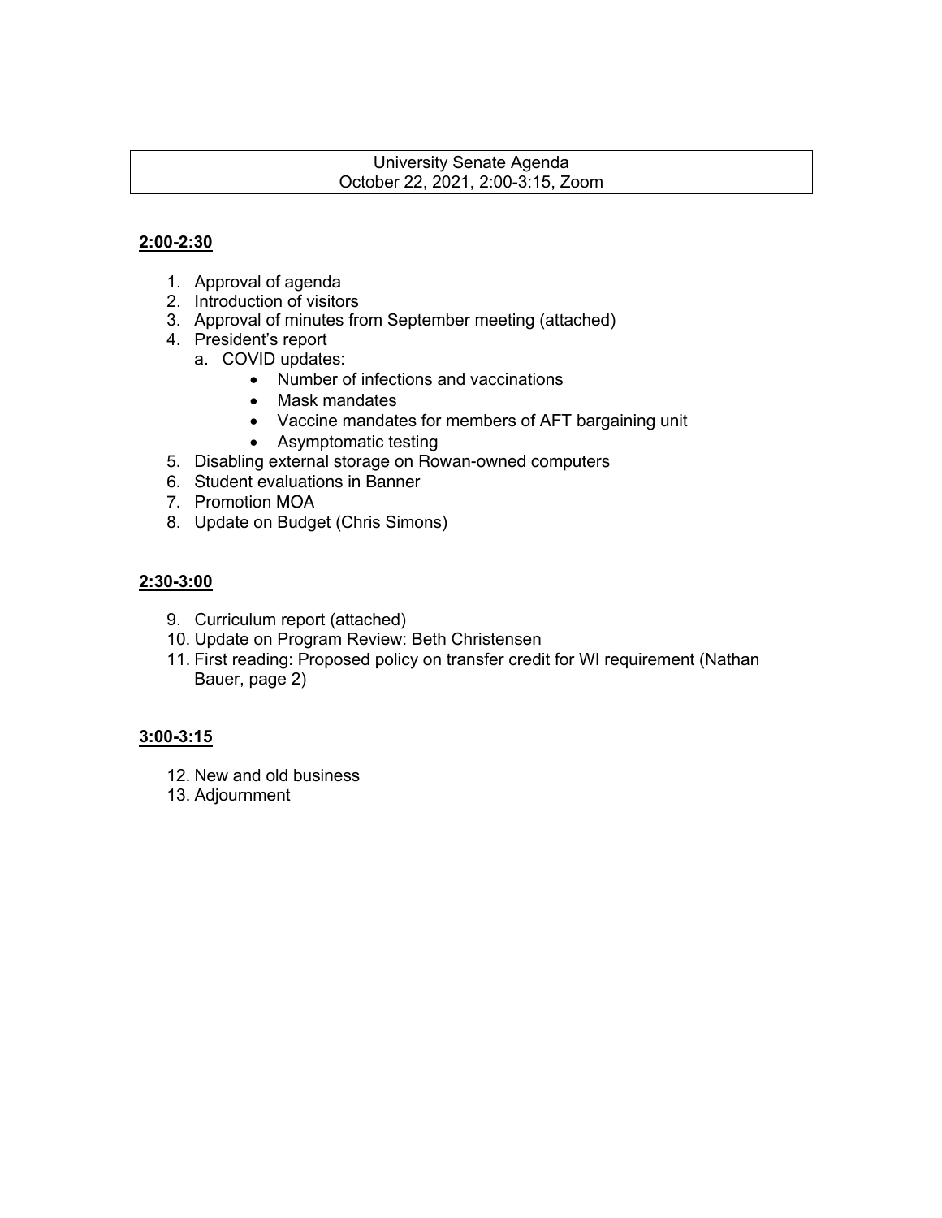# University Senate Agenda
## October 22, 2021, 2:00-3:15, Zoom

**2:00-2:30**

1. Approval of agenda
2. Introduction of visitors
3. Approval of minutes from September meeting (attached)
4. President's report
   a. COVID updates:
      - Number of infections and vaccinations
      - Mask mandates
      - Vaccine mandates for members of AFT bargaining unit
      - Asymptomatic testing
5. Disabling external storage on Rowan-owned computers
6. Student evaluations in Banner
7. Promotion MOA
8. Update on Budget (Chris Simons)

**2:30-3:00**

9. Curriculum report (attached)
10. Update on Program Review: Beth Christensen
11. First reading: Proposed policy on transfer credit for WI requirement (Nathan Bauer, page 2)

**3:00-3:15**

12. New and old business
13. Adjournment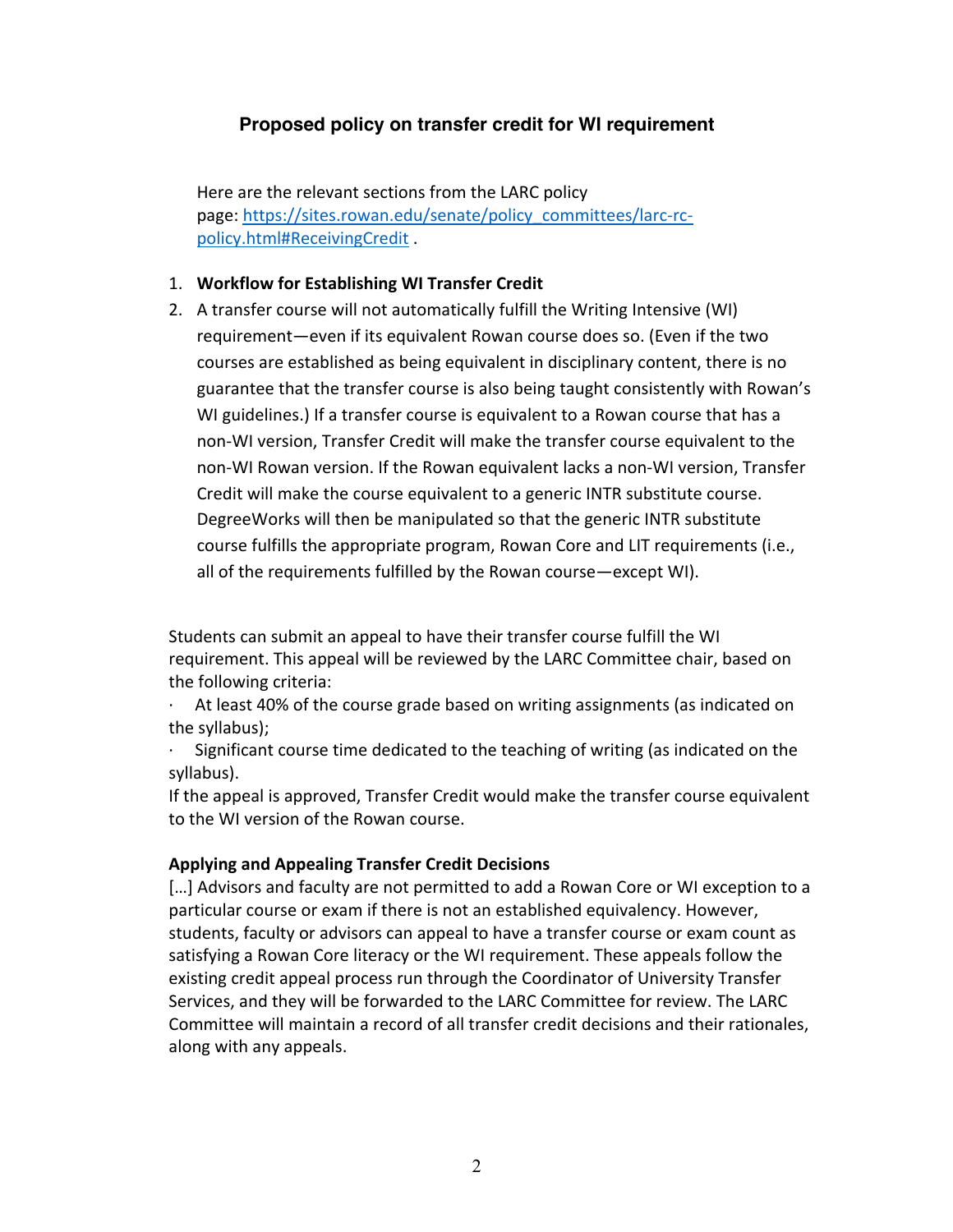### Proposed policy on transfer credit for WI requirement

Here are the relevant sections from the LARC policy page: [https://sites.rowan.edu/senate/policy_committees/larc-rc-policy.html#ReceivingCredit](https://sites.rowan.edu/senate/policy_committees/larc-rc-policy.html#ReceivingCredit) .

1. **Workflow for Establishing WI Transfer Credit**
2. A transfer course will not automatically fulfill the Writing Intensive (WI) requirement—even if its equivalent Rowan course does so. (Even if the two courses are established as being equivalent in disciplinary content, there is no guarantee that the transfer course is also being taught consistently with Rowan's WI guidelines.) If a transfer course is equivalent to a Rowan course that has a non-WI version, Transfer Credit will make the transfer course equivalent to the non-WI Rowan version. If the Rowan equivalent lacks a non-WI version, Transfer Credit will make the course equivalent to a generic INTR substitute course. DegreeWorks will then be manipulated so that the generic INTR substitute course fulfills the appropriate program, Rowan Core and LIT requirements (i.e., all of the requirements fulfilled by the Rowan course—except WI).

Students can submit an appeal to have their transfer course fulfill the WI requirement. This appeal will be reviewed by the LARC Committee chair, based on the following criteria:

- At least 40% of the course grade based on writing assignments (as indicated on the syllabus);
- Significant course time dedicated to the teaching of writing (as indicated on the syllabus).

If the appeal is approved, Transfer Credit would make the transfer course equivalent to the WI version of the Rowan course.

**Applying and Appealing Transfer Credit Decisions**

[…] Advisors and faculty are not permitted to add a Rowan Core or WI exception to a particular course or exam if there is not an established equivalency. However, students, faculty or advisors can appeal to have a transfer course or exam count as satisfying a Rowan Core literacy or the WI requirement. These appeals follow the existing credit appeal process run through the Coordinator of University Transfer Services, and they will be forwarded to the LARC Committee for review. The LARC Committee will maintain a record of all transfer credit decisions and their rationales, along with any appeals.